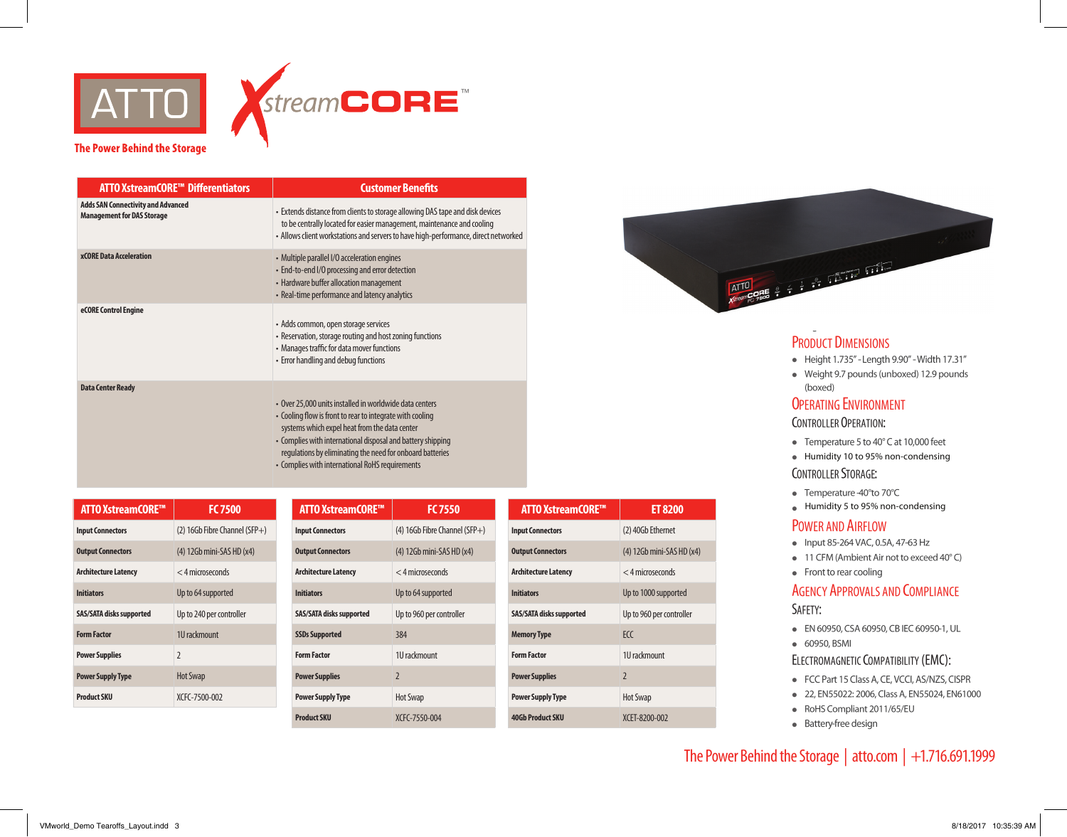ATTO

The Power Behind the Storage

XstreamCORE™

| ATTO XstreamCORE™ Differentiators | Customer Benefits |
| --- | --- |
| **Adds SAN Connectivity and Advanced Management for DAS Storage** | • Extends distance from clients to storage allowing DAS tape and disk devices to be centrally located for easier management, maintenance and cooling<br>• Allows client workstations and servers to have high-performance, direct networked |
| **xCORE Data Acceleration** | • Multiple parallel I/O acceleration engines<br>• End-to-end I/O processing and error detection<br>• Hardware buffer allocation management<br>• Real-time performance and latency analytics |
| **eCORE Control Engine** | • Adds common, open storage services<br>• Reservation, storage routing and host zoning functions<br>• Manages traffic for data mover functions<br>• Error handling and debug functions |
| **Data Center Ready** | • Over 25,000 units installed in worldwide data centers<br>• Cooling flow is front to rear to integrate with cooling systems which expel heat from the data center<br>• Complies with international disposal and battery shipping regulations by eliminating the need for onboard batteries<br>• Complies with international RoHS requirements |

| ATTO XstreamCORE™ | FC 7500 |
| --- | --- |
| **Input Connectors** | (2) 16Gb Fibre Channel (SFP+) |
| **Output Connectors** | (4) 12Gb mini-SAS HD (x4) |
| **Architecture Latency** | < 4 microseconds |
| **Initiators** | Up to 64 supported |
| **SAS/SATA disks supported** | Up to 240 per controller |
| **Form Factor** | 1U rackmount |
| **Power Supplies** | 2 |
| **Power Supply Type** | Hot Swap |
| **Product SKU** | XCFC-7500-002 |

| ATTO XstreamCORE™ | FC 7550 |
| --- | --- |
| **Input Connectors** | (4) 16Gb Fibre Channel (SFP+) |
| **Output Connectors** | (4) 12Gb mini-SAS HD (x4) |
| **Architecture Latency** | < 4 microseconds |
| **Initiators** | Up to 64 supported |
| **SAS/SATA disks supported** | Up to 960 per controller |
| **SSDs Supported** | 384 |
| **Form Factor** | 1U rackmount |
| **Power Supplies** | 2 |
| **Power Supply Type** | Hot Swap |
| **Product SKU** | XCFC-7550-004 |

| ATTO XstreamCORE™ | ET 8200 |
| --- | --- |
| **Input Connectors** | (2) 40Gb Ethernet |
| **Output Connectors** | (4) 12Gb mini-SAS HD (x4) |
| **Architecture Latency** | < 4 microseconds |
| **Initiators** | Up to 1000 supported |
| **SAS/SATA disks supported** | Up to 960 per controller |
| **Memory Type** | ECC |
| **Form Factor** | 1U rackmount |
| **Power Supplies** | 2 |
| **Power Supply Type** | Hot Swap |
| **40Gb Product SKU** | XCET-8200-002 |

## Product Dimensions

- Height 1.735" - Length 9.90" - Width 17.31"
- Weight 9.7 pounds (unboxed) 12.9 pounds (boxed)

## Operating Environment

### Controller Operation:

- Temperature 5 to 40° C at 10,000 feet
- Humidity 10 to 95% non-condensing

### Controller Storage:

- Temperature -40°to 70°C
- Humidity 5 to 95% non-condensing

## Power and Airflow

- Input 85-264 VAC, 0.5A, 47-63 Hz
- 11 CFM (Ambient Air not to exceed 40° C)
- Front to rear cooling

## Agency Approvals and Compliance

### Safety:

- EN 60950, CSA 60950, CB IEC 60950-1, UL
- 60950, BSMI

### Electromagnetic Compatibility (EMC):

- FCC Part 15 Class A, CE, VCCI, AS/NZS, CISPR
- 22, EN55022: 2006, Class A, EN55024, EN61000
- RoHS Compliant 2011/65/EU
- Battery-free design

The Power Behind the Storage | atto.com | +1.716.691.1999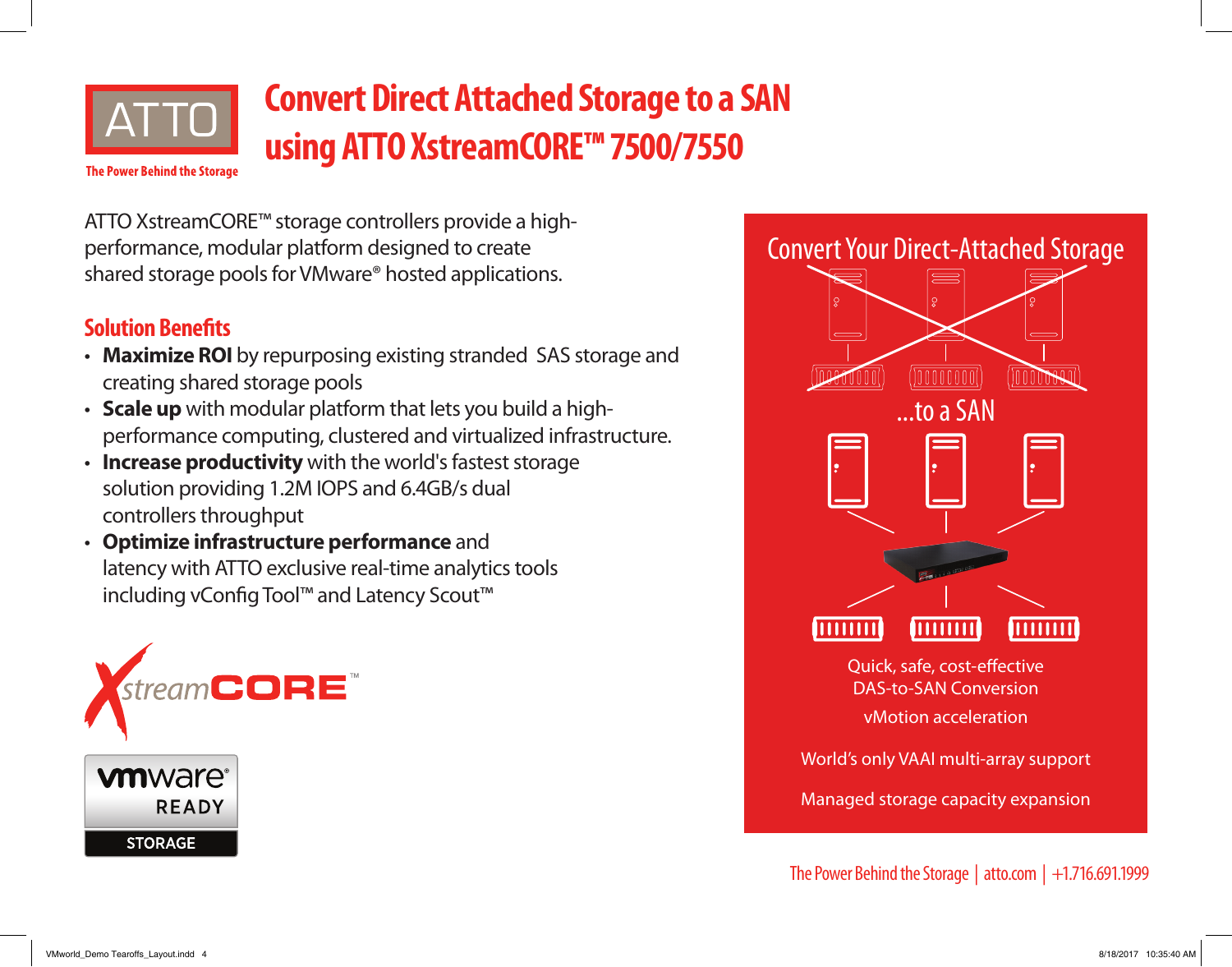ATTO

The Power Behind the Storage

# Convert Direct Attached Storage to a SAN using ATTO XstreamCORE™ 7500/7550

ATTO XstreamCORE™ storage controllers provide a high-performance, modular platform designed to create shared storage pools for VMware® hosted applications.

## Solution Benefits

- **Maximize ROI** by repurposing existing stranded SAS storage and creating shared storage pools
- **Scale up** with modular platform that lets you build a high-performance computing, clustered and virtualized infrastructure.
- **Increase productivity** with the world's fastest storage solution providing 1.2M IOPS and 6.4GB/s dual controllers throughput
- **Optimize infrastructure performance** and latency with ATTO exclusive real-time analytics tools including vConfig Tool™ and Latency Scout™

XstreamCORE™

vmware® READY STORAGE

Convert Your Direct-Attached Storage

...to a SAN

Quick, safe, cost-effective DAS-to-SAN Conversion

vMotion acceleration

World's only VAAI multi-array support

Managed storage capacity expansion

The Power Behind the Storage | atto.com | +1.716.691.1999